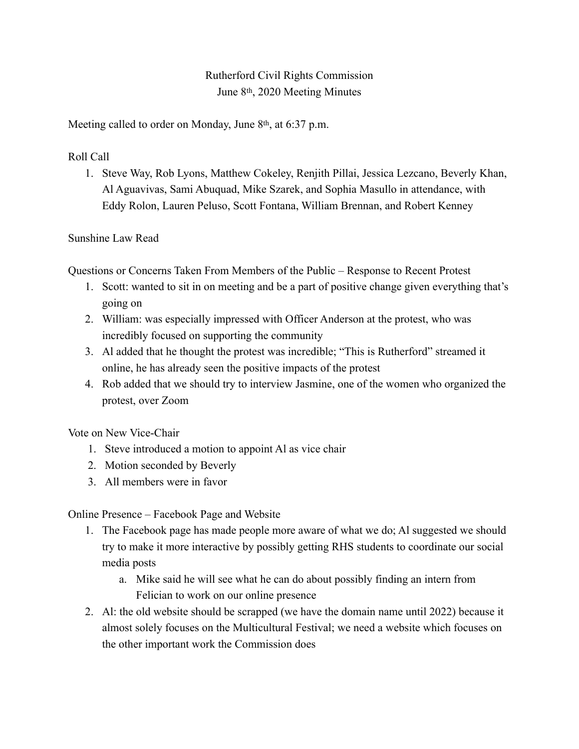# Rutherford Civil Rights Commission
## June 8th, 2020 Meeting Minutes

Meeting called to order on Monday, June 8th, at 6:37 p.m.

Roll Call

1. Steve Way, Rob Lyons, Matthew Cokeley, Renjith Pillai, Jessica Lezcano, Beverly Khan, Al Aguavivas, Sami Abuquad, Mike Szarek, and Sophia Masullo in attendance, with Eddy Rolon, Lauren Peluso, Scott Fontana, William Brennan, and Robert Kenney

Sunshine Law Read

Questions or Concerns Taken From Members of the Public – Response to Recent Protest

1. Scott: wanted to sit in on meeting and be a part of positive change given everything that's going on
2. William: was especially impressed with Officer Anderson at the protest, who was incredibly focused on supporting the community
3. Al added that he thought the protest was incredible; "This is Rutherford" streamed it online, he has already seen the positive impacts of the protest
4. Rob added that we should try to interview Jasmine, one of the women who organized the protest, over Zoom

Vote on New Vice-Chair

1. Steve introduced a motion to appoint Al as vice chair
2. Motion seconded by Beverly
3. All members were in favor

Online Presence – Facebook Page and Website

1. The Facebook page has made people more aware of what we do; Al suggested we should try to make it more interactive by possibly getting RHS students to coordinate our social media posts
    a. Mike said he will see what he can do about possibly finding an intern from Felician to work on our online presence
2. Al: the old website should be scrapped (we have the domain name until 2022) because it almost solely focuses on the Multicultural Festival; we need a website which focuses on the other important work the Commission does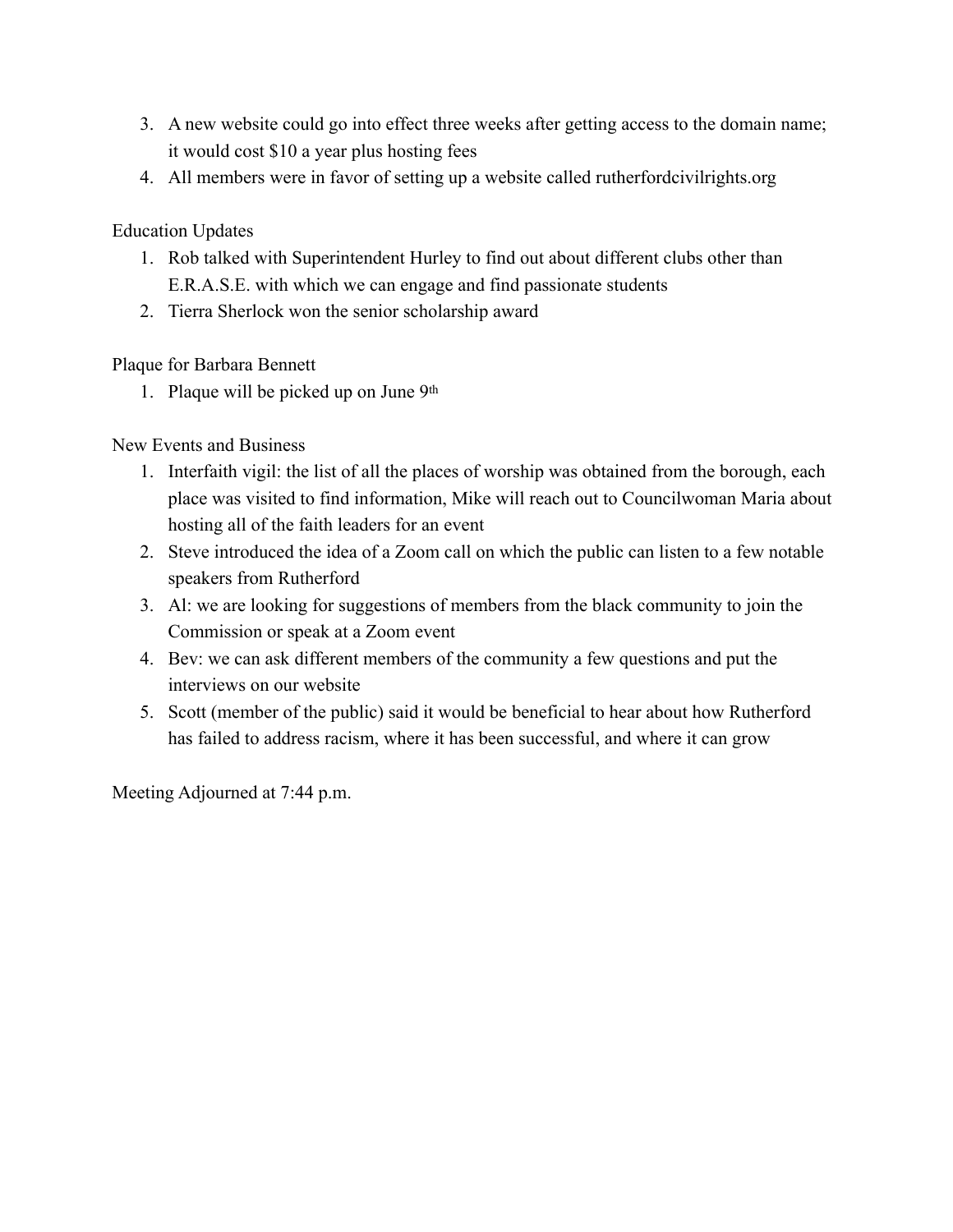3. A new website could go into effect three weeks after getting access to the domain name; it would cost $10 a year plus hosting fees
4. All members were in favor of setting up a website called rutherfordcivilrights.org

Education Updates

1. Rob talked with Superintendent Hurley to find out about different clubs other than E.R.A.S.E. with which we can engage and find passionate students
2. Tierra Sherlock won the senior scholarship award

Plaque for Barbara Bennett

1. Plaque will be picked up on June 9th

New Events and Business

1. Interfaith vigil: the list of all the places of worship was obtained from the borough, each place was visited to find information, Mike will reach out to Councilwoman Maria about hosting all of the faith leaders for an event
2. Steve introduced the idea of a Zoom call on which the public can listen to a few notable speakers from Rutherford
3. Al: we are looking for suggestions of members from the black community to join the Commission or speak at a Zoom event
4. Bev: we can ask different members of the community a few questions and put the interviews on our website
5. Scott (member of the public) said it would be beneficial to hear about how Rutherford has failed to address racism, where it has been successful, and where it can grow

Meeting Adjourned at 7:44 p.m.